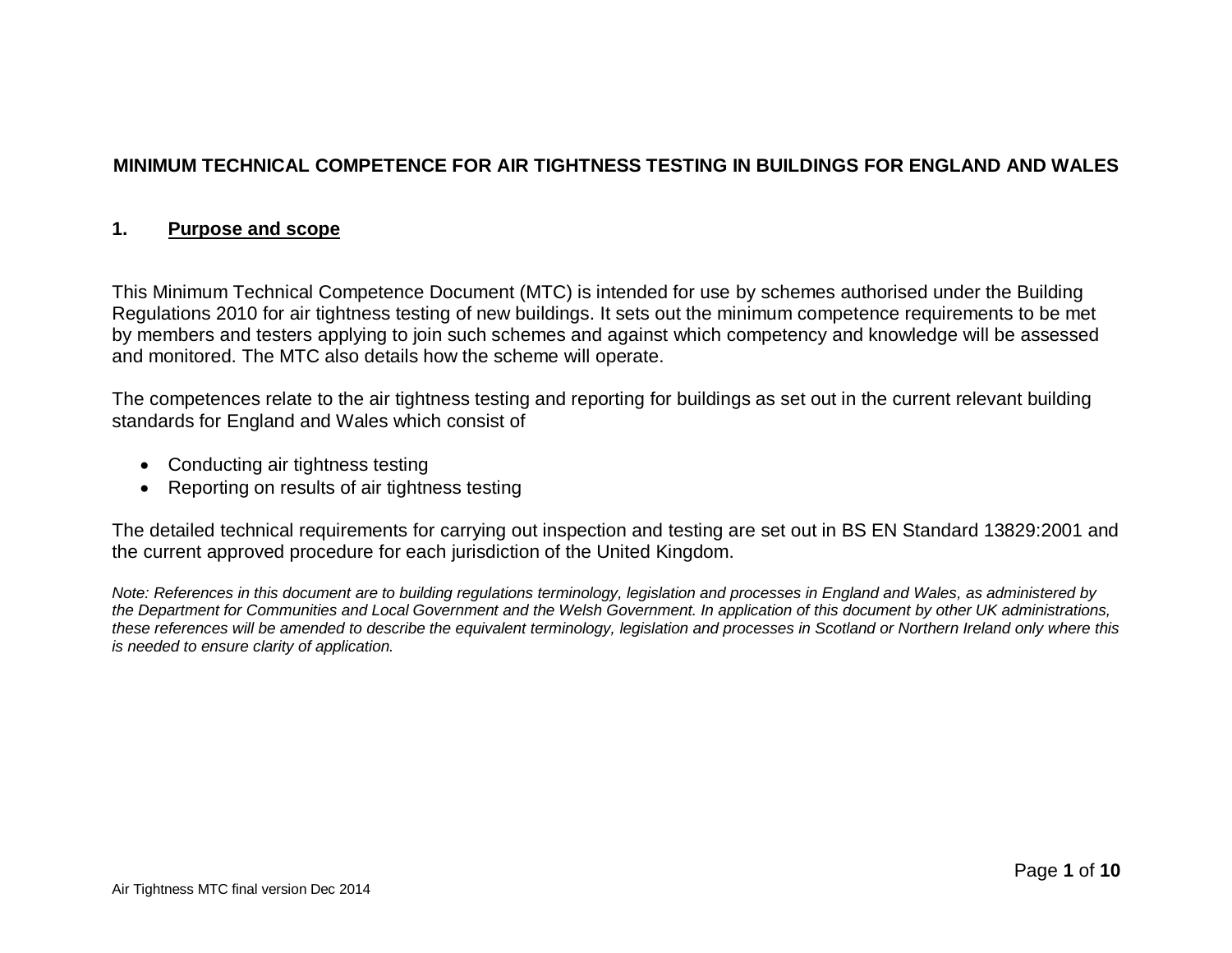# MINIMUM TECHNICAL COMPETENCE FOR AIR TIGHTNESS TESTING IN BUILDINGS FOR ENGLAND AND WALES

## 1. Purpose and scope

This Minimum Technical Competence Document (MTC) is intended for use by schemes authorised under the Building Regulations 2010 for air tightness testing of new buildings. It sets out the minimum competence requirements to be met by members and testers applying to join such schemes and against which competency and knowledge will be assessed and monitored. The MTC also details how the scheme will operate.

The competences relate to the air tightness testing and reporting for buildings as set out in the current relevant building standards for England and Wales which consist of

- Conducting air tightness testing
- Reporting on results of air tightness testing

The detailed technical requirements for carrying out inspection and testing are set out in BS EN Standard 13829:2001 and the current approved procedure for each jurisdiction of the United Kingdom.

*Note: References in this document are to building regulations terminology, legislation and processes in England and Wales, as administered by the Department for Communities and Local Government and the Welsh Government. In application of this document by other UK administrations, these references will be amended to describe the equivalent terminology, legislation and processes in Scotland or Northern Ireland only where this is needed to ensure clarity of application.*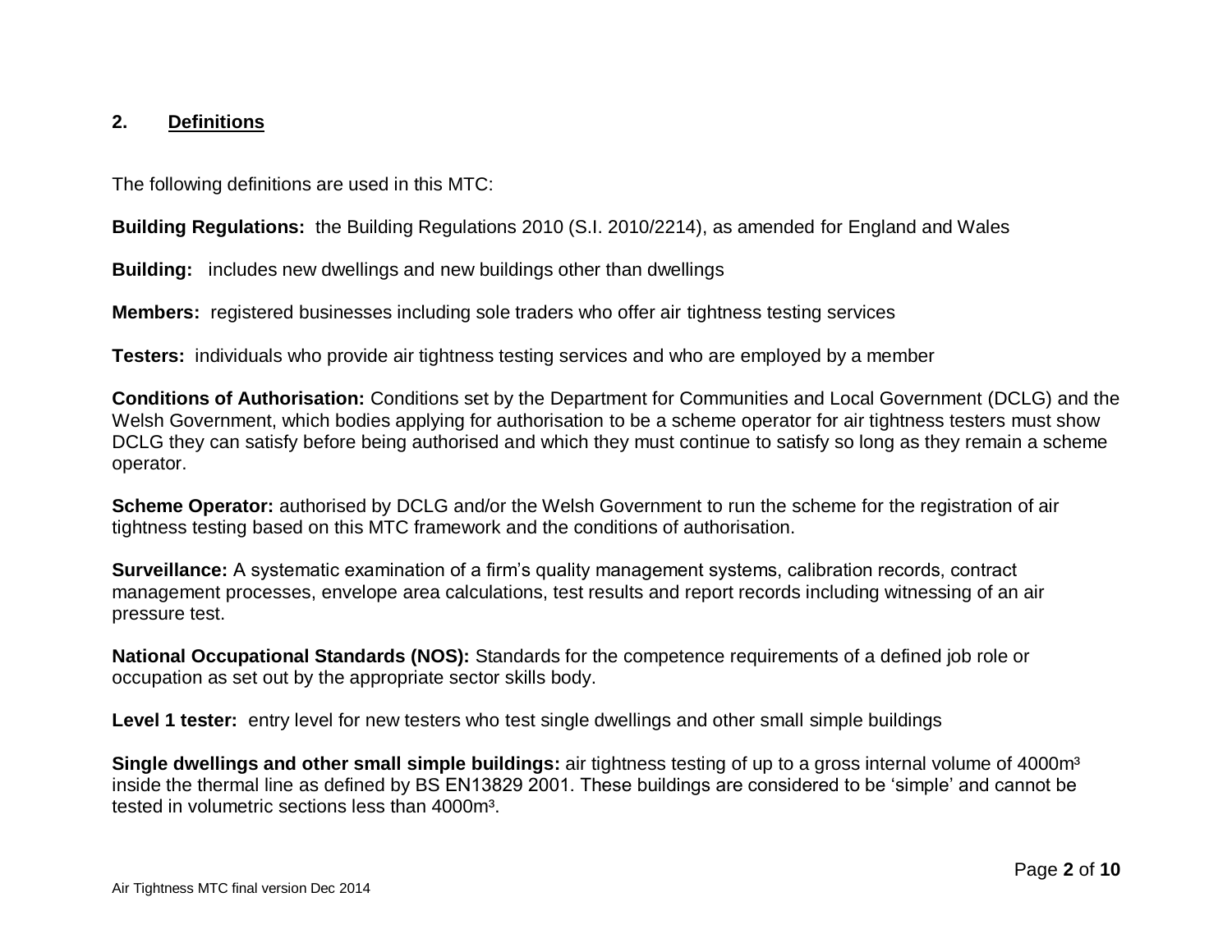## 2. Definitions

The following definitions are used in this MTC:

**Building Regulations:** the Building Regulations 2010 (S.I. 2010/2214), as amended for England and Wales

**Building:** includes new dwellings and new buildings other than dwellings

**Members:** registered businesses including sole traders who offer air tightness testing services

**Testers:** individuals who provide air tightness testing services and who are employed by a member

**Conditions of Authorisation:** Conditions set by the Department for Communities and Local Government (DCLG) and the Welsh Government, which bodies applying for authorisation to be a scheme operator for air tightness testers must show DCLG they can satisfy before being authorised and which they must continue to satisfy so long as they remain a scheme operator.

**Scheme Operator:** authorised by DCLG and/or the Welsh Government to run the scheme for the registration of air tightness testing based on this MTC framework and the conditions of authorisation.

**Surveillance:** A systematic examination of a firm's quality management systems, calibration records, contract management processes, envelope area calculations, test results and report records including witnessing of an air pressure test.

**National Occupational Standards (NOS):** Standards for the competence requirements of a defined job role or occupation as set out by the appropriate sector skills body.

**Level 1 tester:** entry level for new testers who test single dwellings and other small simple buildings

**Single dwellings and other small simple buildings:** air tightness testing of up to a gross internal volume of 4000m$^3$ inside the thermal line as defined by BS EN13829 2001. These buildings are considered to be 'simple' and cannot be tested in volumetric sections less than 4000m$^3$.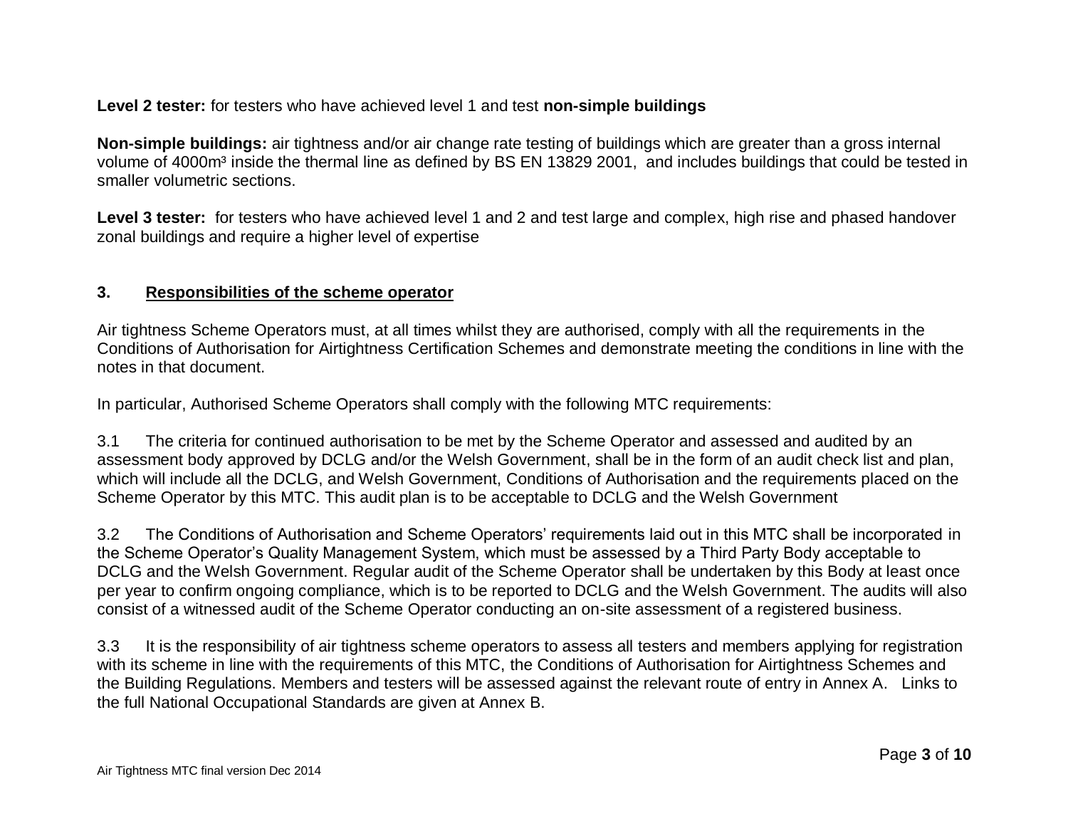**Level 2 tester:** for testers who have achieved level 1 and test **non-simple buildings**

**Non-simple buildings:** air tightness and/or air change rate testing of buildings which are greater than a gross internal volume of 4000m³ inside the thermal line as defined by BS EN 13829 2001, and includes buildings that could be tested in smaller volumetric sections.

**Level 3 tester:** for testers who have achieved level 1 and 2 and test large and complex, high rise and phased handover zonal buildings and require a higher level of expertise

## 3. Responsibilities of the scheme operator

Air tightness Scheme Operators must, at all times whilst they are authorised, comply with all the requirements in the Conditions of Authorisation for Airtightness Certification Schemes and demonstrate meeting the conditions in line with the notes in that document.

In particular, Authorised Scheme Operators shall comply with the following MTC requirements:

3.1 The criteria for continued authorisation to be met by the Scheme Operator and assessed and audited by an assessment body approved by DCLG and/or the Welsh Government, shall be in the form of an audit check list and plan, which will include all the DCLG, and Welsh Government, Conditions of Authorisation and the requirements placed on the Scheme Operator by this MTC. This audit plan is to be acceptable to DCLG and the Welsh Government

3.2 The Conditions of Authorisation and Scheme Operators' requirements laid out in this MTC shall be incorporated in the Scheme Operator's Quality Management System, which must be assessed by a Third Party Body acceptable to DCLG and the Welsh Government. Regular audit of the Scheme Operator shall be undertaken by this Body at least once per year to confirm ongoing compliance, which is to be reported to DCLG and the Welsh Government. The audits will also consist of a witnessed audit of the Scheme Operator conducting an on-site assessment of a registered business.

3.3 It is the responsibility of air tightness scheme operators to assess all testers and members applying for registration with its scheme in line with the requirements of this MTC, the Conditions of Authorisation for Airtightness Schemes and the Building Regulations. Members and testers will be assessed against the relevant route of entry in Annex A. Links to the full National Occupational Standards are given at Annex B.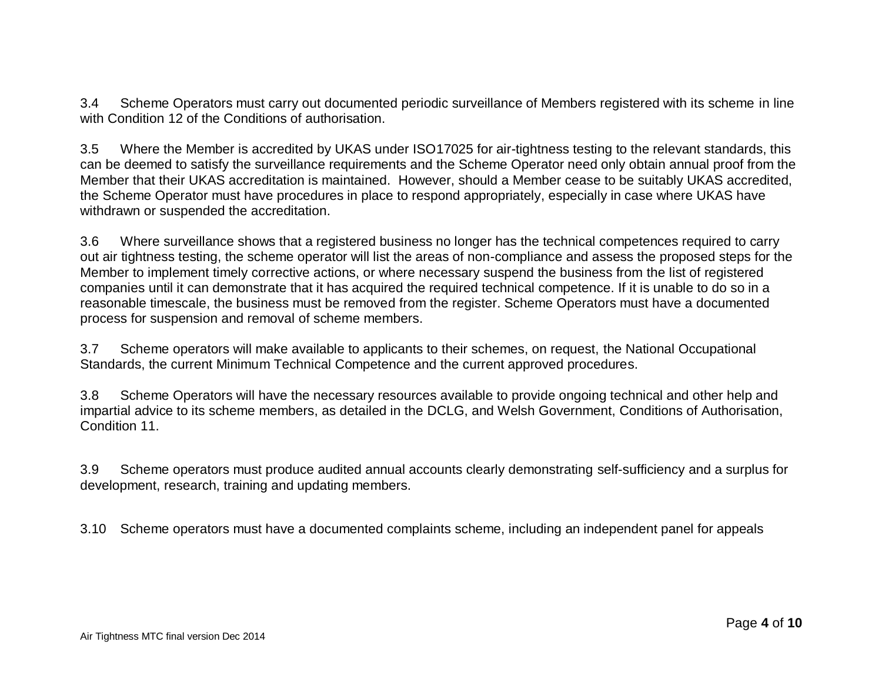3.4 Scheme Operators must carry out documented periodic surveillance of Members registered with its scheme in line with Condition 12 of the Conditions of authorisation.

3.5 Where the Member is accredited by UKAS under ISO17025 for air-tightness testing to the relevant standards, this can be deemed to satisfy the surveillance requirements and the Scheme Operator need only obtain annual proof from the Member that their UKAS accreditation is maintained. However, should a Member cease to be suitably UKAS accredited, the Scheme Operator must have procedures in place to respond appropriately, especially in case where UKAS have withdrawn or suspended the accreditation.

3.6 Where surveillance shows that a registered business no longer has the technical competences required to carry out air tightness testing, the scheme operator will list the areas of non-compliance and assess the proposed steps for the Member to implement timely corrective actions, or where necessary suspend the business from the list of registered companies until it can demonstrate that it has acquired the required technical competence. If it is unable to do so in a reasonable timescale, the business must be removed from the register. Scheme Operators must have a documented process for suspension and removal of scheme members.

3.7 Scheme operators will make available to applicants to their schemes, on request, the National Occupational Standards, the current Minimum Technical Competence and the current approved procedures.

3.8 Scheme Operators will have the necessary resources available to provide ongoing technical and other help and impartial advice to its scheme members, as detailed in the DCLG, and Welsh Government, Conditions of Authorisation, Condition 11.

3.9 Scheme operators must produce audited annual accounts clearly demonstrating self-sufficiency and a surplus for development, research, training and updating members.

3.10 Scheme operators must have a documented complaints scheme, including an independent panel for appeals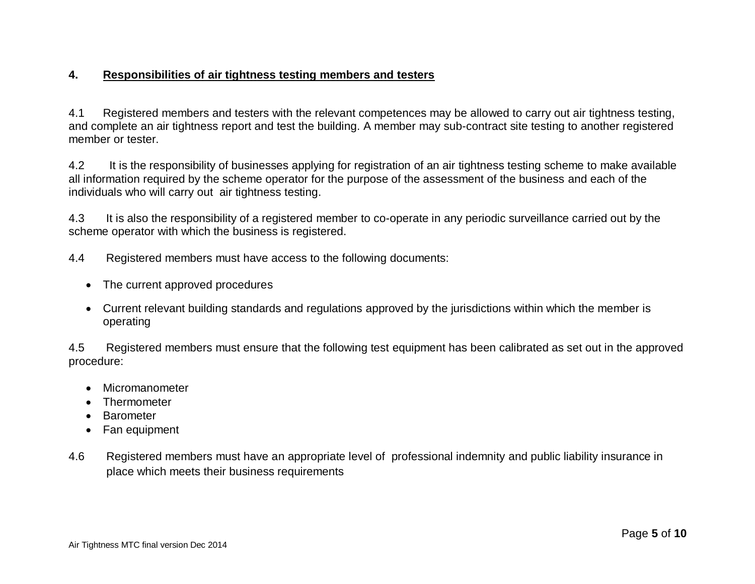## 4. Responsibilities of air tightness testing members and testers

4.1 Registered members and testers with the relevant competences may be allowed to carry out air tightness testing, and complete an air tightness report and test the building. A member may sub-contract site testing to another registered member or tester.

4.2 It is the responsibility of businesses applying for registration of an air tightness testing scheme to make available all information required by the scheme operator for the purpose of the assessment of the business and each of the individuals who will carry out air tightness testing.

4.3 It is also the responsibility of a registered member to co-operate in any periodic surveillance carried out by the scheme operator with which the business is registered.

4.4 Registered members must have access to the following documents:

- The current approved procedures
- Current relevant building standards and regulations approved by the jurisdictions within which the member is operating

4.5 Registered members must ensure that the following test equipment has been calibrated as set out in the approved procedure:

- Micromanometer
- Thermometer
- Barometer
- Fan equipment

4.6 Registered members must have an appropriate level of professional indemnity and public liability insurance in place which meets their business requirements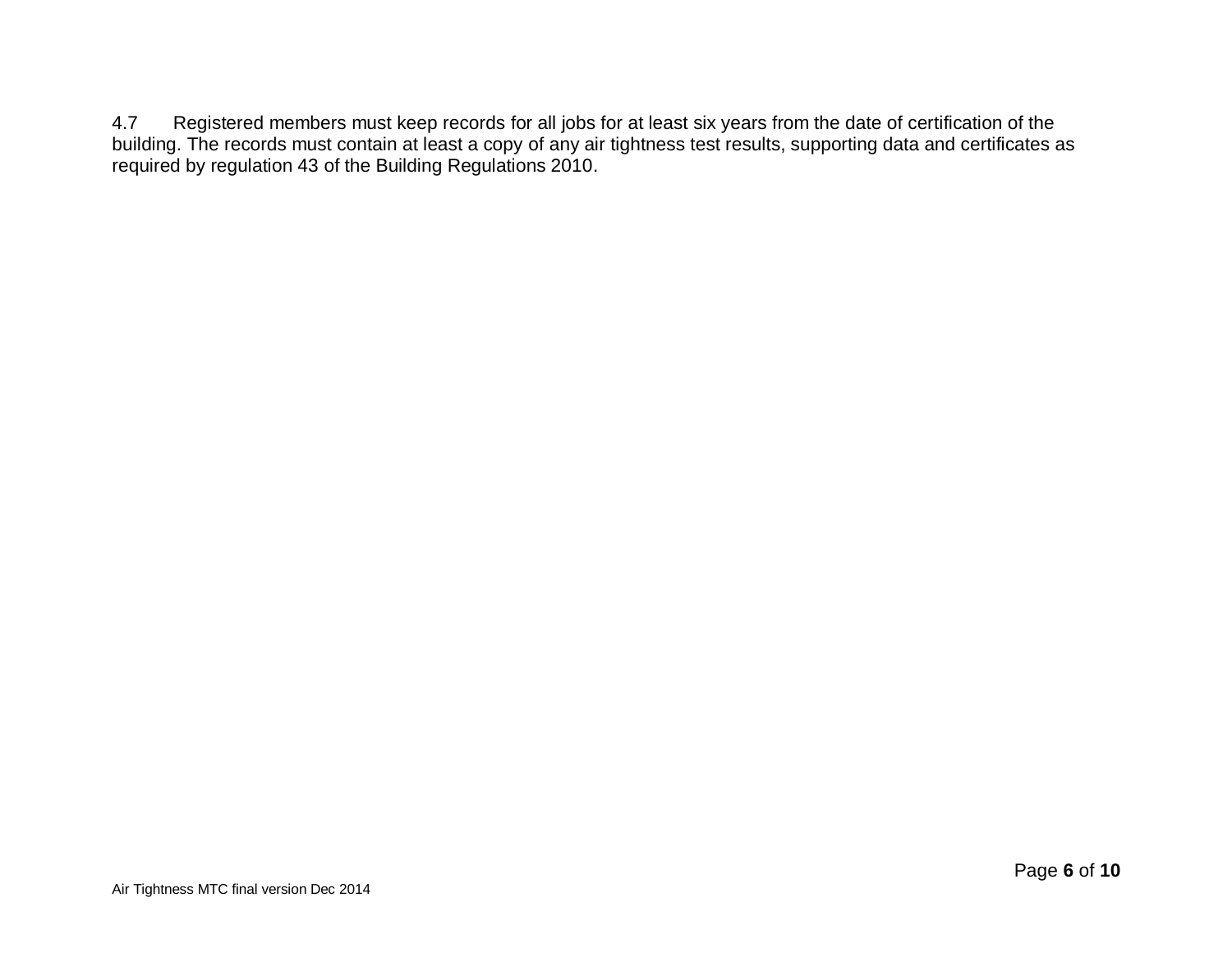4.7 Registered members must keep records for all jobs for at least six years from the date of certification of the building. The records must contain at least a copy of any air tightness test results, supporting data and certificates as required by regulation 43 of the Building Regulations 2010.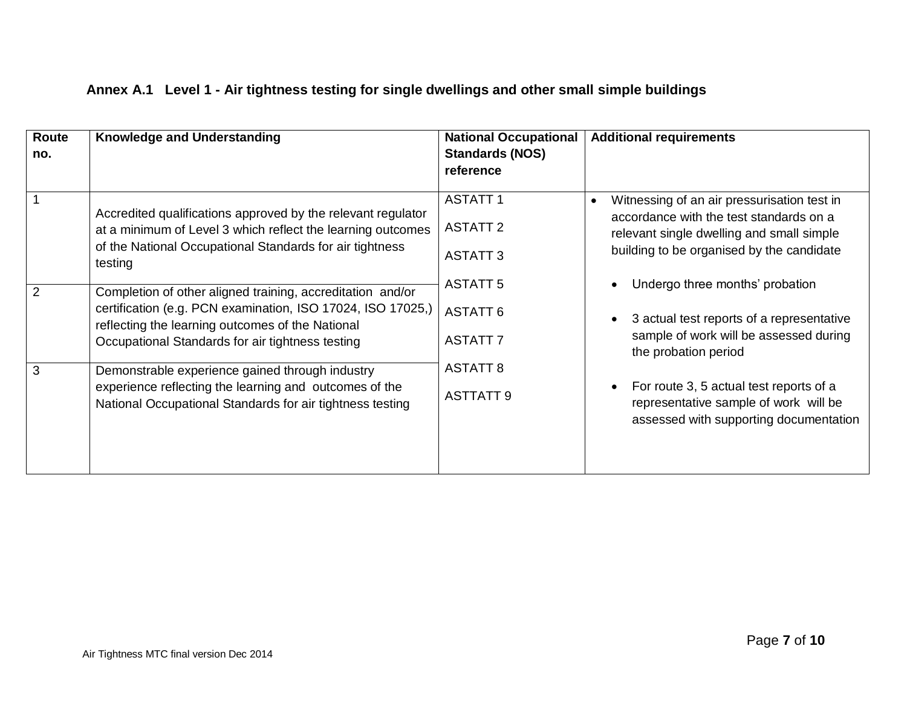### Annex A.1 Level 1 - Air tightness testing for single dwellings and other small simple buildings

| Route no. | Knowledge and Understanding | National Occupational Standards (NOS) reference | Additional requirements |
|---|---|---|---|
| 1 | Accredited qualifications approved by the relevant regulator at a minimum of Level 3 which reflect the learning outcomes of the National Occupational Standards for air tightness testing | ASTATT 1<br>ASTATT 2<br>ASTATT 3<br>ASTATT 5<br>ASTATT 6<br>ASTATT 7<br>ASTATT 8<br>ASTTATT 9 | • Witnessing of an air pressurisation test in accordance with the test standards on a relevant single dwelling and small simple building to be organised by the candidate<br>• Undergo three months' probation<br>• 3 actual test reports of a representative sample of work will be assessed during the probation period<br>• For route 3, 5 actual test reports of a representative sample of work will be assessed with supporting documentation |
| 2 | Completion of other aligned training, accreditation and/or certification (e.g. PCN examination, ISO 17024, ISO 17025,) reflecting the learning outcomes of the National Occupational Standards for air tightness testing | | |
| 3 | Demonstrable experience gained through industry experience reflecting the learning and outcomes of the National Occupational Standards for air tightness testing | | |

Air Tightness MTC final version Dec 2014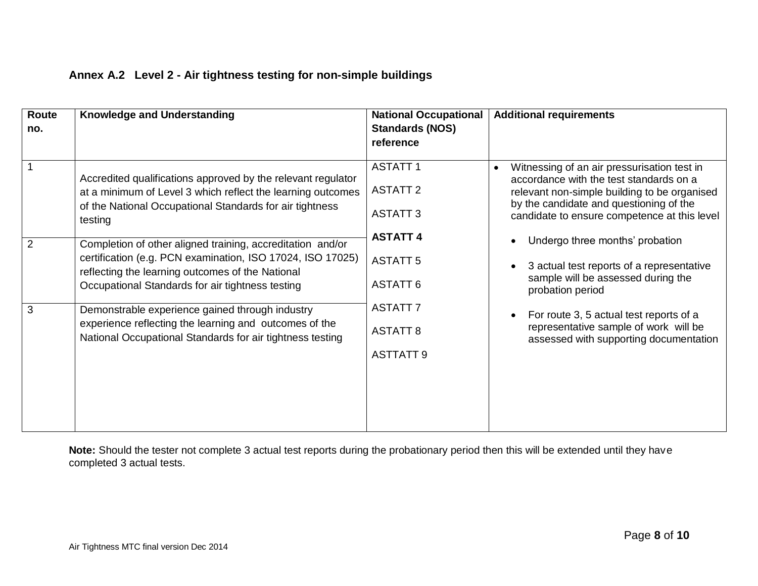## Annex A.2 Level 2 - Air tightness testing for non-simple buildings

| Route no. | Knowledge and Understanding | National Occupational Standards (NOS) reference | Additional requirements |
|---|---|---|---|
| 1 | Accredited qualifications approved by the relevant regulator at a minimum of Level 3 which reflect the learning outcomes of the National Occupational Standards for air tightness testing | ASTATT 1<br>ASTATT 2<br>ASTATT 3<br>**ASTATT 4**<br>ASTATT 5<br>ASTATT 6<br>ASTATT 7<br>ASTATT 8<br>ASTTATT 9 | • Witnessing of an air pressurisation test in accordance with the test standards on a relevant non-simple building to be organised by the candidate and questioning of the candidate to ensure competence at this level<br>• Undergo three months' probation<br>• 3 actual test reports of a representative sample will be assessed during the probation period<br>• For route 3, 5 actual test reports of a representative sample of work will be assessed with supporting documentation |
| 2 | Completion of other aligned training, accreditation and/or certification (e.g. PCN examination, ISO 17024, ISO 17025) reflecting the learning outcomes of the National Occupational Standards for air tightness testing | | |
| 3 | Demonstrable experience gained through industry experience reflecting the learning and outcomes of the National Occupational Standards for air tightness testing | | |

**Note:** Should the tester not complete 3 actual test reports during the probationary period then this will be extended until they have completed 3 actual tests.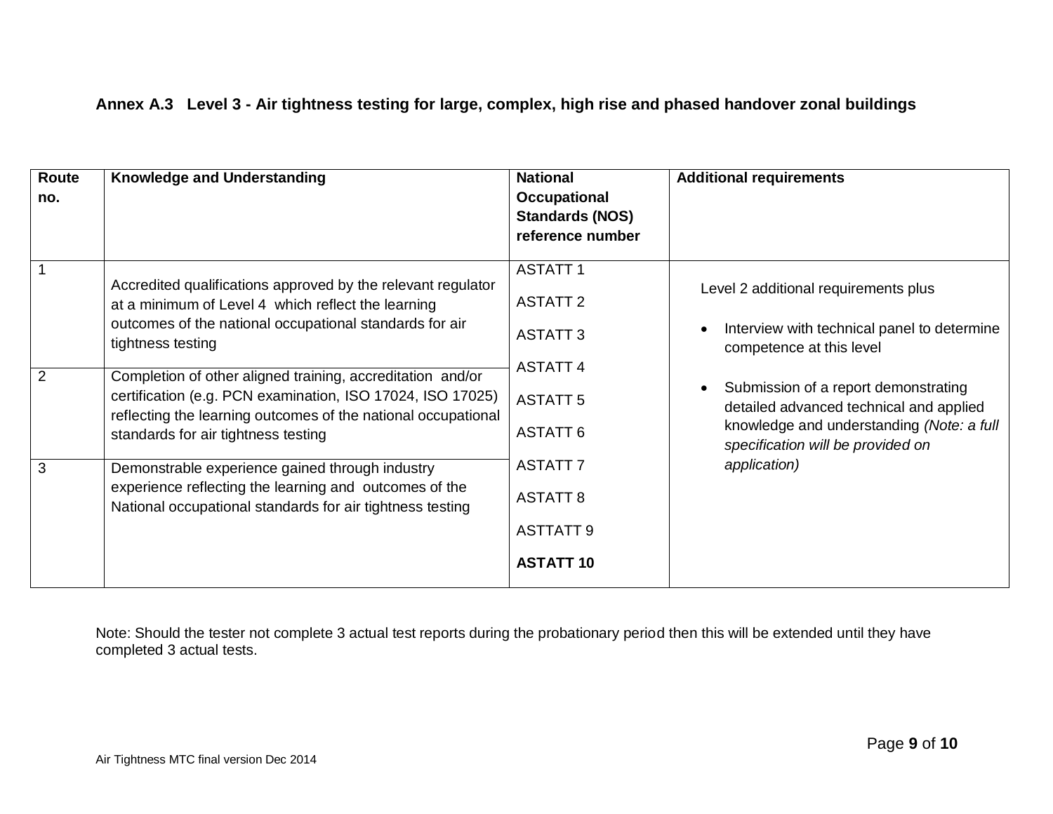## Annex A.3 Level 3 - Air tightness testing for large, complex, high rise and phased handover zonal buildings

| Route no. | Knowledge and Understanding | National Occupational Standards (NOS) reference number | Additional requirements |
|---|---|---|---|
| 1 | Accredited qualifications approved by the relevant regulator at a minimum of Level 4 which reflect the learning outcomes of the national occupational standards for air tightness testing | ASTATT 1<br>ASTATT 2<br>ASTATT 3<br>ASTATT 4<br>ASTATT 5<br>ASTATT 6<br>ASTATT 7<br>ASTATT 8<br>ASTTATT 9<br>**ASTATT 10** | Level 2 additional requirements plus<br>• Interview with technical panel to determine competence at this level<br>• Submission of a report demonstrating detailed advanced technical and applied knowledge and understanding *(Note: a full specification will be provided on application)* |
| 2 | Completion of other aligned training, accreditation and/or certification (e.g. PCN examination, ISO 17024, ISO 17025) reflecting the learning outcomes of the national occupational standards for air tightness testing | | |
| 3 | Demonstrable experience gained through industry experience reflecting the learning and outcomes of the National occupational standards for air tightness testing | | |

Note: Should the tester not complete 3 actual test reports during the probationary period then this will be extended until they have completed 3 actual tests.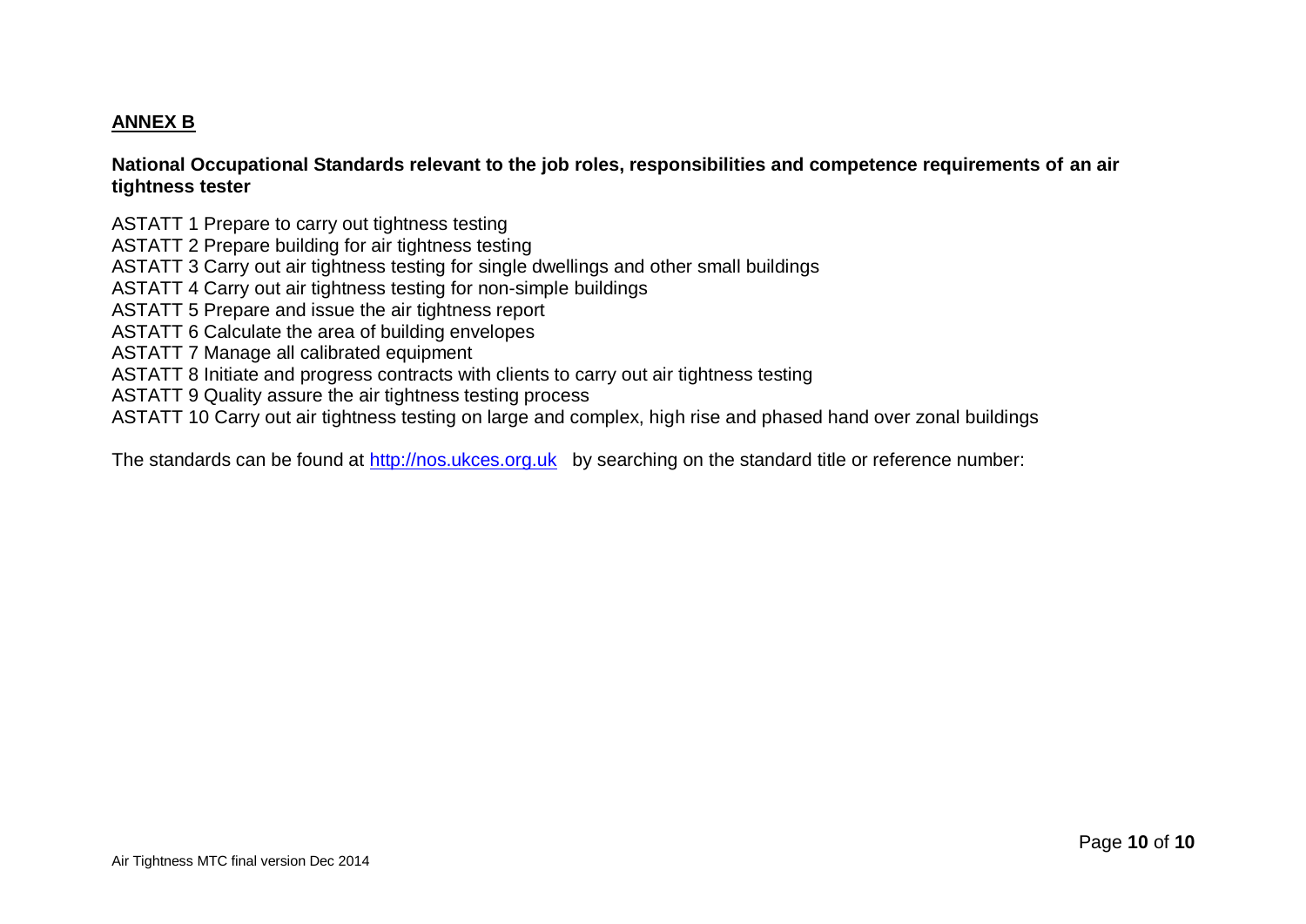## ANNEX B

**National Occupational Standards relevant to the job roles, responsibilities and competence requirements of an air tightness tester**

ASTATT 1 Prepare to carry out tightness testing
ASTATT 2 Prepare building for air tightness testing
ASTATT 3 Carry out air tightness testing for single dwellings and other small buildings
ASTATT 4 Carry out air tightness testing for non-simple buildings
ASTATT 5 Prepare and issue the air tightness report
ASTATT 6 Calculate the area of building envelopes
ASTATT 7 Manage all calibrated equipment
ASTATT 8 Initiate and progress contracts with clients to carry out air tightness testing
ASTATT 9 Quality assure the air tightness testing process
ASTATT 10 Carry out air tightness testing on large and complex, high rise and phased hand over zonal buildings

The standards can be found at [http://nos.ukces.org.uk](http://nos.ukces.org.uk) by searching on the standard title or reference number: